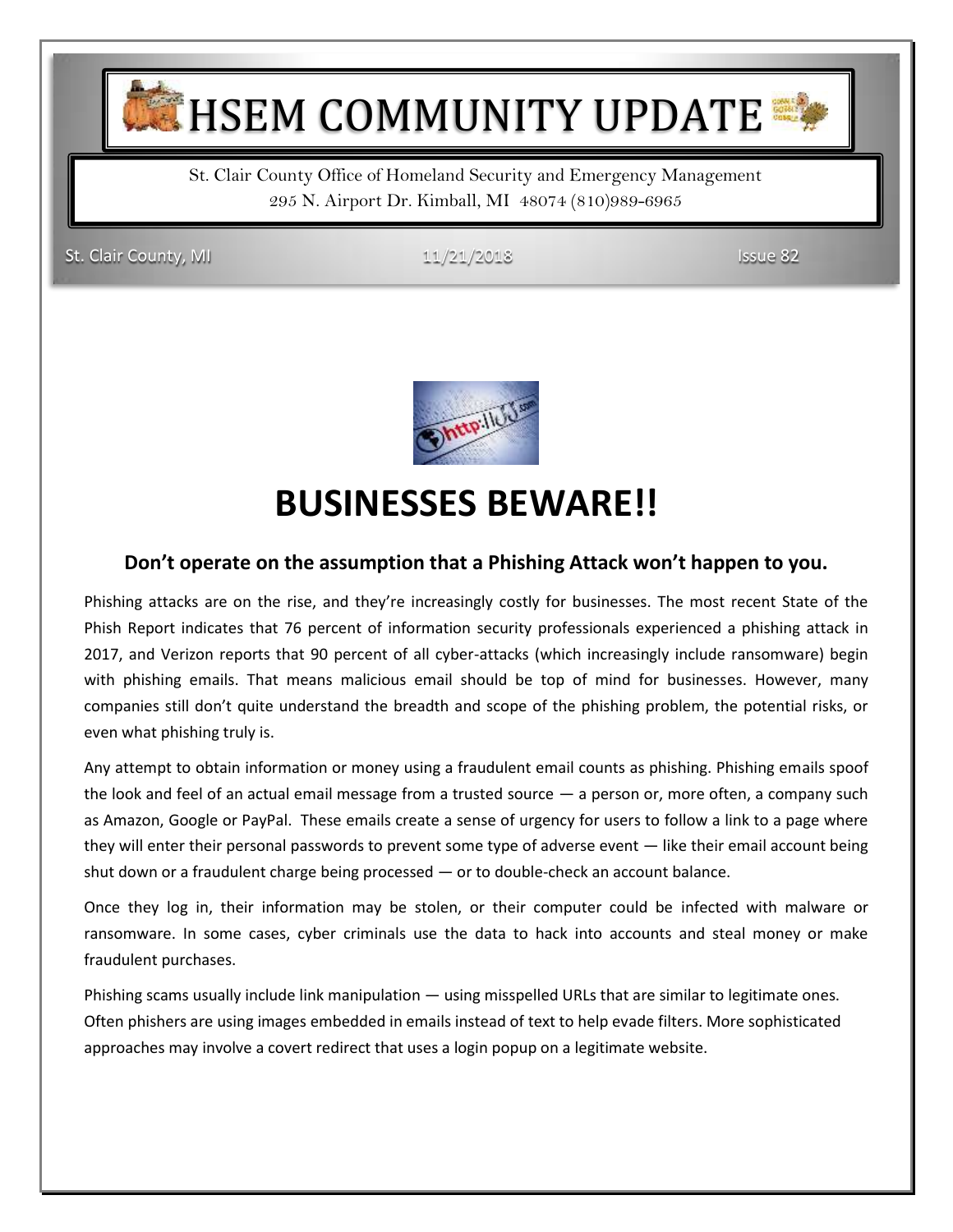# HSEM COMMUNITY UPDATE

St. Clair County Office of Homeland Security and Emergency Management
295 N. Airport Dr. Kimball, MI 48074 (810)989-6965

St. Clair County, MI 11/21/2018 Issue 82

# BUSINESSES BEWARE!!

### Don't operate on the assumption that a Phishing Attack won't happen to you.

Phishing attacks are on the rise, and they're increasingly costly for businesses. The most recent State of the Phish Report indicates that 76 percent of information security professionals experienced a phishing attack in 2017, and Verizon reports that 90 percent of all cyber-attacks (which increasingly include ransomware) begin with phishing emails. That means malicious email should be top of mind for businesses. However, many companies still don't quite understand the breadth and scope of the phishing problem, the potential risks, or even what phishing truly is.

Any attempt to obtain information or money using a fraudulent email counts as phishing. Phishing emails spoof the look and feel of an actual email message from a trusted source — a person or, more often, a company such as Amazon, Google or PayPal. These emails create a sense of urgency for users to follow a link to a page where they will enter their personal passwords to prevent some type of adverse event — like their email account being shut down or a fraudulent charge being processed — or to double-check an account balance.

Once they log in, their information may be stolen, or their computer could be infected with malware or ransomware. In some cases, cyber criminals use the data to hack into accounts and steal money or make fraudulent purchases.

Phishing scams usually include link manipulation — using misspelled URLs that are similar to legitimate ones. Often phishers are using images embedded in emails instead of text to help evade filters. More sophisticated approaches may involve a covert redirect that uses a login popup on a legitimate website.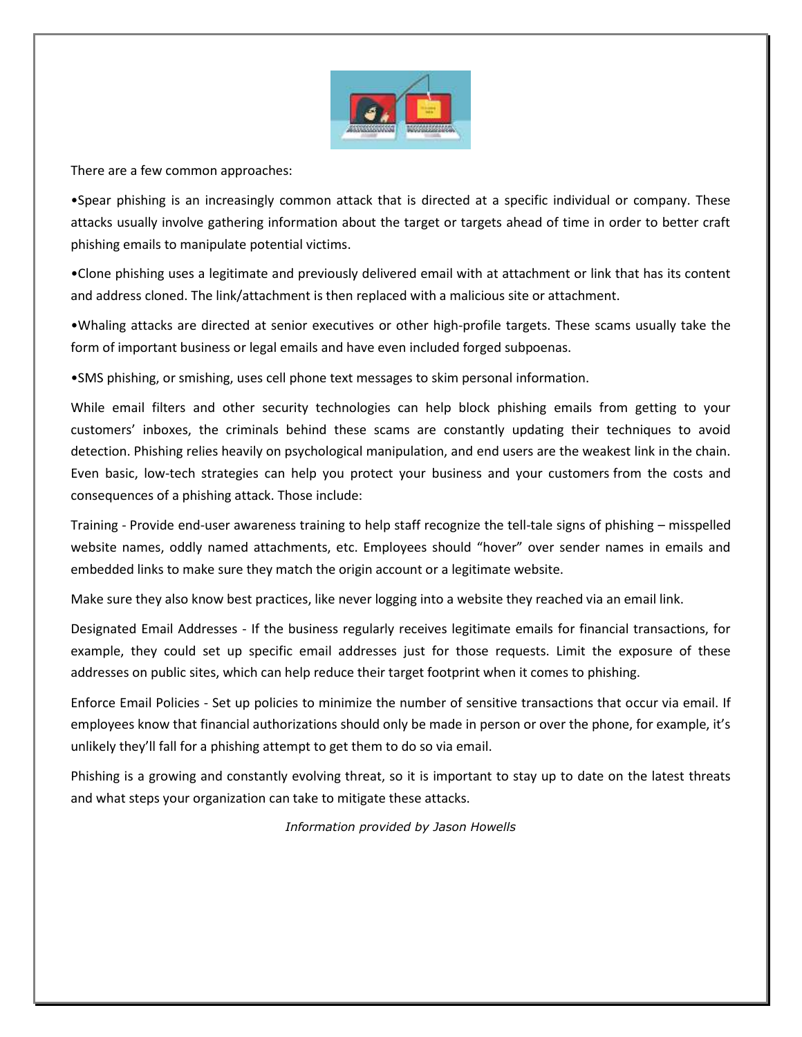There are a few common approaches:

•Spear phishing is an increasingly common attack that is directed at a specific individual or company. These attacks usually involve gathering information about the target or targets ahead of time in order to better craft phishing emails to manipulate potential victims.

•Clone phishing uses a legitimate and previously delivered email with at attachment or link that has its content and address cloned. The link/attachment is then replaced with a malicious site or attachment.

•Whaling attacks are directed at senior executives or other high-profile targets. These scams usually take the form of important business or legal emails and have even included forged subpoenas.

•SMS phishing, or smishing, uses cell phone text messages to skim personal information.

While email filters and other security technologies can help block phishing emails from getting to your customers' inboxes, the criminals behind these scams are constantly updating their techniques to avoid detection. Phishing relies heavily on psychological manipulation, and end users are the weakest link in the chain. Even basic, low-tech strategies can help you protect your business and your customers from the costs and consequences of a phishing attack. Those include:

Training - Provide end-user awareness training to help staff recognize the tell-tale signs of phishing – misspelled website names, oddly named attachments, etc. Employees should "hover" over sender names in emails and embedded links to make sure they match the origin account or a legitimate website.

Make sure they also know best practices, like never logging into a website they reached via an email link.

Designated Email Addresses - If the business regularly receives legitimate emails for financial transactions, for example, they could set up specific email addresses just for those requests. Limit the exposure of these addresses on public sites, which can help reduce their target footprint when it comes to phishing.

Enforce Email Policies - Set up policies to minimize the number of sensitive transactions that occur via email. If employees know that financial authorizations should only be made in person or over the phone, for example, it's unlikely they'll fall for a phishing attempt to get them to do so via email.

Phishing is a growing and constantly evolving threat, so it is important to stay up to date on the latest threats and what steps your organization can take to mitigate these attacks.

*Information provided by Jason Howells*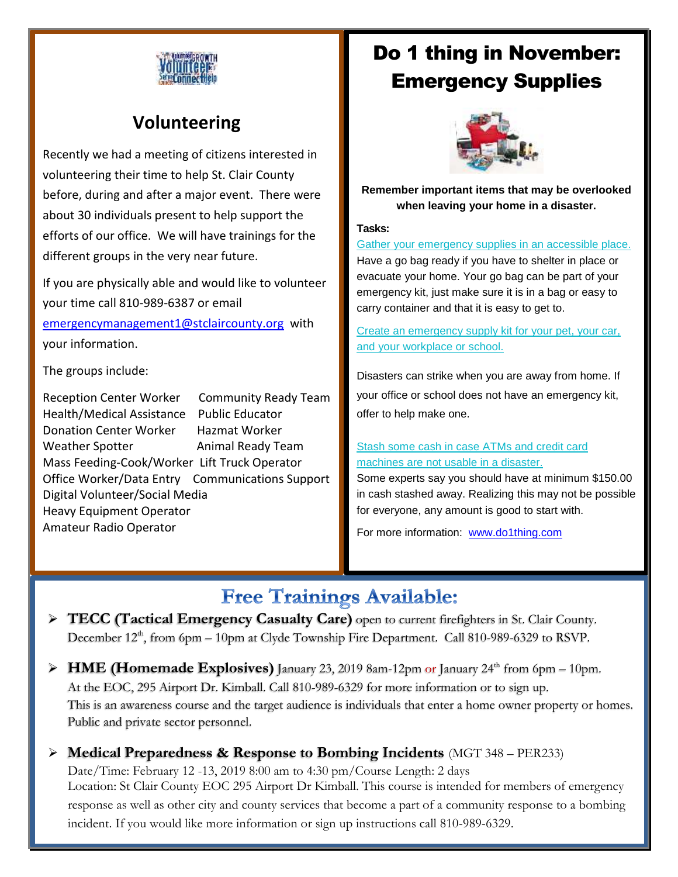## Volunteering

Recently we had a meeting of citizens interested in volunteering their time to help St. Clair County before, during and after a major event. There were about 30 individuals present to help support the efforts of our office. We will have trainings for the different groups in the very near future.

If you are physically able and would like to volunteer your time call 810-989-6387 or email emergencymanagement1@stclaircounty.org with your information.

The groups include:

- Reception Center Worker
- Health/Medical Assistance
- Donation Center Worker
- Weather Spotter
- Mass Feeding-Cook/Worker
- Office Worker/Data Entry
- Digital Volunteer/Social Media
- Heavy Equipment Operator
- Amateur Radio Operator
- Community Ready Team
- Public Educator
- Hazmat Worker
- Animal Ready Team
- Lift Truck Operator
- Communications Support

## Do 1 thing in November: Emergency Supplies

**Remember important items that may be overlooked when leaving your home in a disaster.**

**Tasks:**

Gather your emergency supplies in an accessible place.
Have a go bag ready if you have to shelter in place or evacuate your home. Your go bag can be part of your emergency kit, just make sure it is in a bag or easy to carry container and that it is easy to get to.

Create an emergency supply kit for your pet, your car, and your workplace or school.

Disasters can strike when you are away from home. If your office or school does not have an emergency kit, offer to help make one.

Stash some cash in case ATMs and credit card machines are not usable in a disaster.
Some experts say you should have at minimum $150.00 in cash stashed away. Realizing this may not be possible for everyone, any amount is good to start with.

For more information: www.do1thing.com

## Free Trainings Available:

- **TECC (Tactical Emergency Casualty Care)** open to current firefighters in St. Clair County. December 12th, from 6pm – 10pm at Clyde Township Fire Department. Call 810-989-6329 to RSVP.
- **HME (Homemade Explosives)** January 23, 2019 8am-12pm or January 24th from 6pm – 10pm. At the EOC, 295 Airport Dr. Kimball. Call 810-989-6329 for more information or to sign up. This is an awareness course and the target audience is individuals that enter a home owner property or homes. Public and private sector personnel.
- **Medical Preparedness & Response to Bombing Incidents** (MGT 348 – PER233)
  Date/Time: February 12 -13, 2019 8:00 am to 4:30 pm/Course Length: 2 days
  Location: St Clair County EOC 295 Airport Dr Kimball. This course is intended for members of emergency response as well as other city and county services that become a part of a community response to a bombing incident. If you would like more information or sign up instructions call 810-989-6329.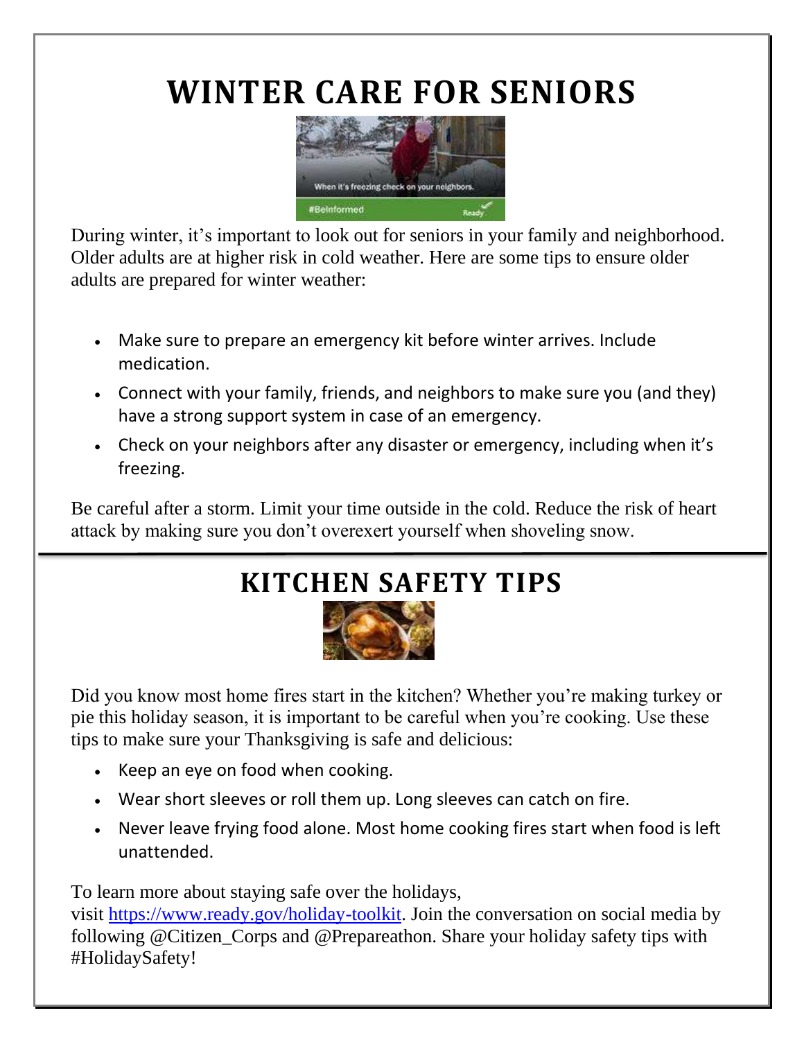# WINTER CARE FOR SENIORS

During winter, it's important to look out for seniors in your family and neighborhood. Older adults are at higher risk in cold weather. Here are some tips to ensure older adults are prepared for winter weather:

- Make sure to prepare an emergency kit before winter arrives. Include medication.
- Connect with your family, friends, and neighbors to make sure you (and they) have a strong support system in case of an emergency.
- Check on your neighbors after any disaster or emergency, including when it's freezing.

Be careful after a storm. Limit your time outside in the cold. Reduce the risk of heart attack by making sure you don't overexert yourself when shoveling snow.

# KITCHEN SAFETY TIPS

Did you know most home fires start in the kitchen? Whether you're making turkey or pie this holiday season, it is important to be careful when you're cooking. Use these tips to make sure your Thanksgiving is safe and delicious:

- Keep an eye on food when cooking.
- Wear short sleeves or roll them up. Long sleeves can catch on fire.
- Never leave frying food alone. Most home cooking fires start when food is left unattended.

To learn more about staying safe over the holidays, visit [https://www.ready.gov/holiday-toolkit](https://www.ready.gov/holiday-toolkit). Join the conversation on social media by following @Citizen_Corps and @Prepareathon. Share your holiday safety tips with #HolidaySafety!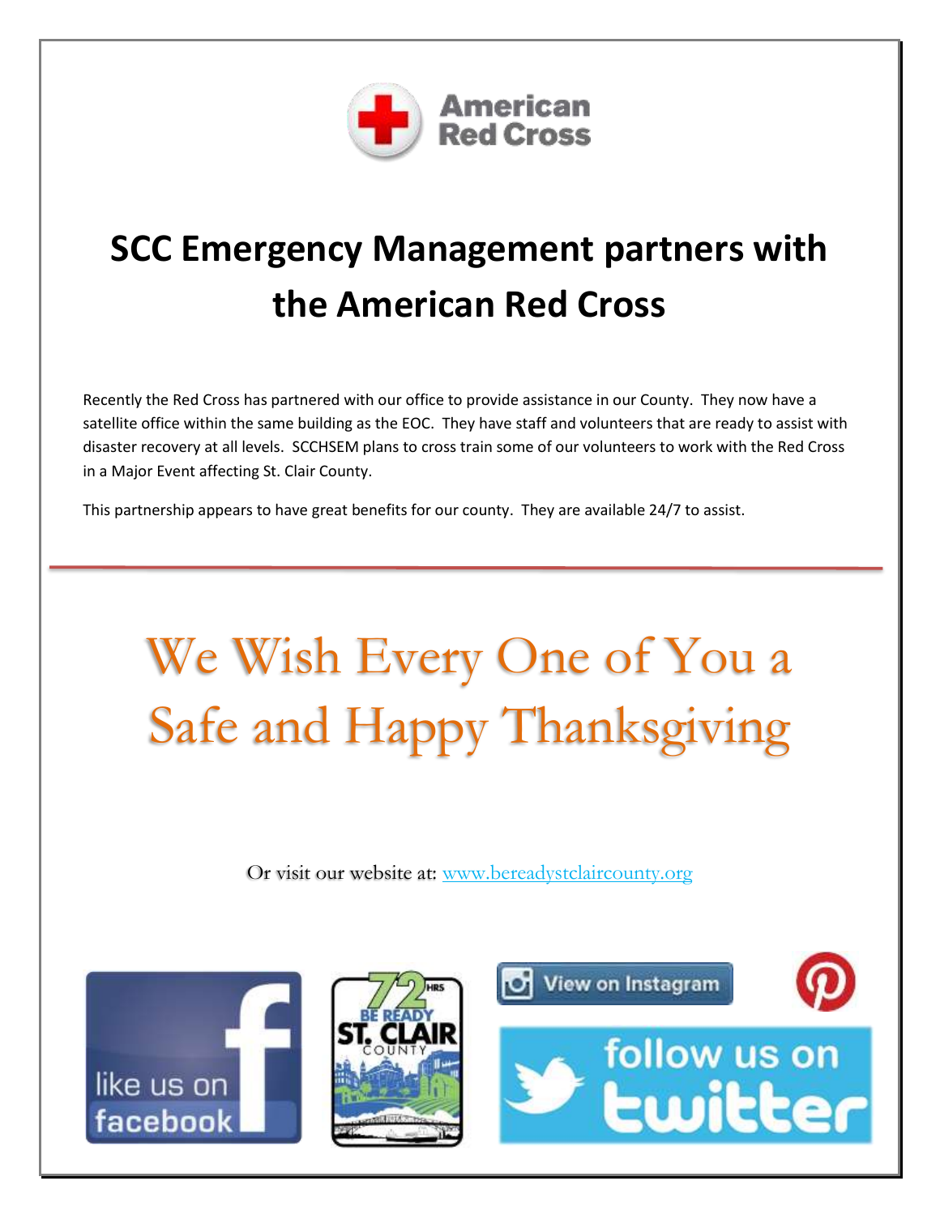## SCC Emergency Management partners with the American Red Cross

Recently the Red Cross has partnered with our office to provide assistance in our County. They now have a satellite office within the same building as the EOC. They have staff and volunteers that are ready to assist with disaster recovery at all levels. SCCHSEM plans to cross train some of our volunteers to work with the Red Cross in a Major Event affecting St. Clair County.

This partnership appears to have great benefits for our county. They are available 24/7 to assist.

---

# We Wish Every One of You a Safe and Happy Thanksgiving

Or visit our website at: www.bereadystclaircounty.org